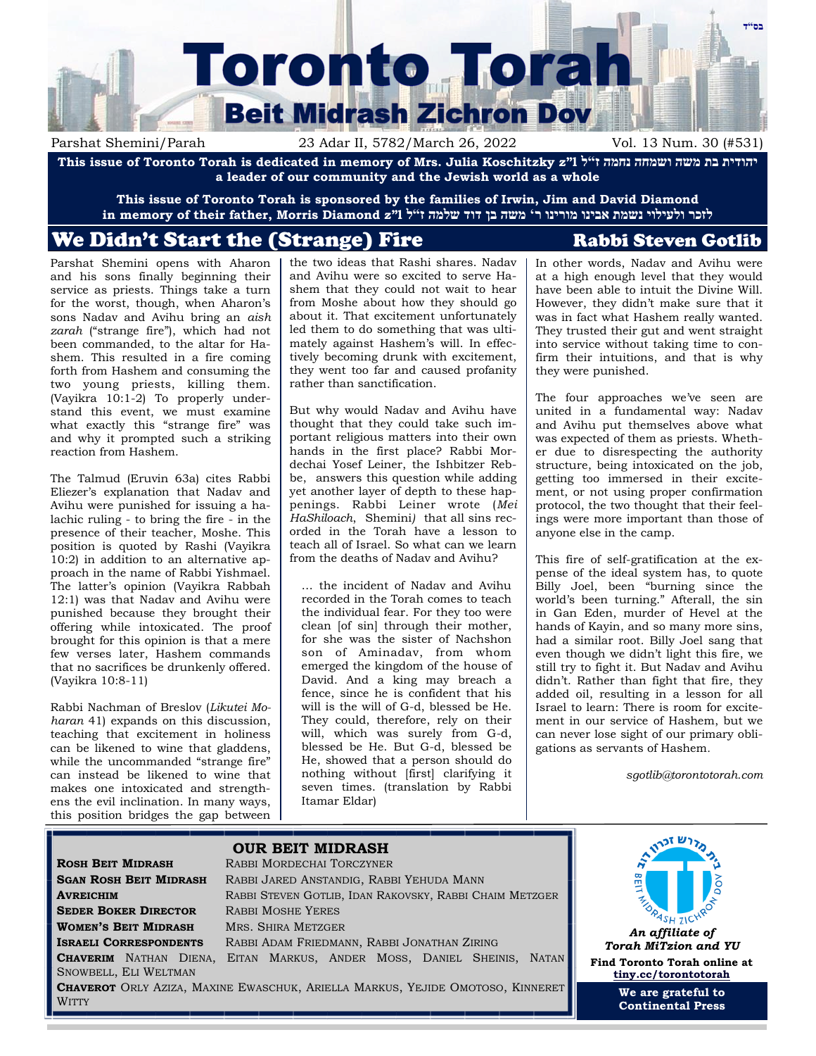בס"ד

# Toronto Torah
## Beit Midrash Zichron Dov

Parshat Shemini/Parah | 23 Adar II, 5782/March 26, 2022 | Vol. 13 Num. 30 (#531)

**This issue of Toronto Torah is dedicated in memory of Mrs. Julia Koschitzky z"l יהודית בת משה ושמחה נחמה ז"ל a leader of our community and the Jewish world as a whole**

**This issue of Toronto Torah is sponsored by the families of Irwin, Jim and David Diamond in memory of their father, Morris Diamond z"l לזכר ולעילוי נשמת אבינו מורינו ר' משה בן דוד שלמה ז"ל**

## We Didn't Start the (Strange) Fire — Rabbi Steven Gotlib

Parshat Shemini opens with Aharon and his sons finally beginning their service as priests. Things take a turn for the worst, though, when Aharon's sons Nadav and Avihu bring an *aish zarah* ("strange fire"), which had not been commanded, to the altar for Hashem. This resulted in a fire coming forth from Hashem and consuming the two young priests, killing them. (Vayikra 10:1-2) To properly understand this event, we must examine what exactly this "strange fire" was and why it prompted such a striking reaction from Hashem.

The Talmud (Eruvin 63a) cites Rabbi Eliezer's explanation that Nadav and Avihu were punished for issuing a halachic ruling - to bring the fire - in the presence of their teacher, Moshe. This position is quoted by Rashi (Vayikra 10:2) in addition to an alternative approach in the name of Rabbi Yishmael. The latter's opinion (Vayikra Rabbah 12:1) was that Nadav and Avihu were punished because they brought their offering while intoxicated. The proof brought for this opinion is that a mere few verses later, Hashem commands that no sacrifices be drunkenly offered. (Vayikra 10:8-11)

Rabbi Nachman of Breslov (*Likutei Moharan* 41) expands on this discussion, teaching that excitement in holiness can be likened to wine that gladdens, while the uncommanded "strange fire" can instead be likened to wine that makes one intoxicated and strengthens the evil inclination. In many ways, this position bridges the gap between the two ideas that Rashi shares. Nadav and Avihu were so excited to serve Hashem that they could not wait to hear from Moshe about how they should go about it. That excitement unfortunately led them to do something that was ultimately against Hashem's will. In effectively becoming drunk with excitement, they went too far and caused profanity rather than sanctification.

But why would Nadav and Avihu have thought that they could take such important religious matters into their own hands in the first place? Rabbi Mordechai Yosef Leiner, the Ishbitzer Rebbe, answers this question while adding yet another layer of depth to these happenings. Rabbi Leiner wrote (*Mei HaShiloach*, Shemini*)* that all sins recorded in the Torah have a lesson to teach all of Israel. So what can we learn from the deaths of Nadav and Avihu?

> … the incident of Nadav and Avihu recorded in the Torah comes to teach the individual fear. For they too were clean [of sin] through their mother, for she was the sister of Nachshon son of Aminadav, from whom emerged the kingdom of the house of David. And a king may breach a fence, since he is confident that his will is the will of G-d, blessed be He. They could, therefore, rely on their will, which was surely from G-d, blessed be He. But G-d, blessed be He, showed that a person should do nothing without [first] clarifying it seven times. (translation by Rabbi Itamar Eldar)

In other words, Nadav and Avihu were at a high enough level that they would have been able to intuit the Divine Will. However, they didn't make sure that it was in fact what Hashem really wanted. They trusted their gut and went straight into service without taking time to confirm their intuitions, and that is why they were punished.

The four approaches we've seen are united in a fundamental way: Nadav and Avihu put themselves above what was expected of them as priests. Whether due to disrespecting the authority structure, being intoxicated on the job, getting too immersed in their excitement, or not using proper confirmation protocol, the two thought that their feelings were more important than those of anyone else in the camp.

This fire of self-gratification at the expense of the ideal system has, to quote Billy Joel, been "burning since the world's been turning." Afterall, the sin in Gan Eden, murder of Hevel at the hands of Kayin, and so many more sins, had a similar root. Billy Joel sang that even though we didn't light this fire, we still try to fight it. But Nadav and Avihu didn't. Rather than fight that fire, they added oil, resulting in a lesson for all Israel to learn: There is room for excitement in our service of Hashem, but we can never lose sight of our primary obligations as servants of Hashem.

*sgotlib@torontotorah.com*

### OUR BEIT MIDRASH

**Rosh Beit Midrash** Rabbi Mordechai Torczyner
**Sgan Rosh Beit Midrash** Rabbi Jared Anstandig, Rabbi Yehuda Mann
**Avreichim** Rabbi Steven Gotlib, Idan Rakovsky, Rabbi Chaim Metzger
**Seder Boker Director** Rabbi Moshe Yeres
**Women's Beit Midrash** Mrs. Shira Metzger
**Israeli Correspondents** Rabbi Adam Friedmann, Rabbi Jonathan Ziring
**Chaverim** Nathan Diena, Eitan Markus, Ander Moss, Daniel Sheinis, Natan Snowbell, Eli Weltman
**Chaverot** Orly Aziza, Maxine Ewaschuk, Ariella Markus, Yejide Omotoso, Kinneret Witty

בית מדרש זכרון דוב — Beit Midrash Zichron Dov

***An affiliate of Torah MiTzion and YU***

**Find Toronto Torah online at tiny.cc/torontotorah**

**We are grateful to Continental Press**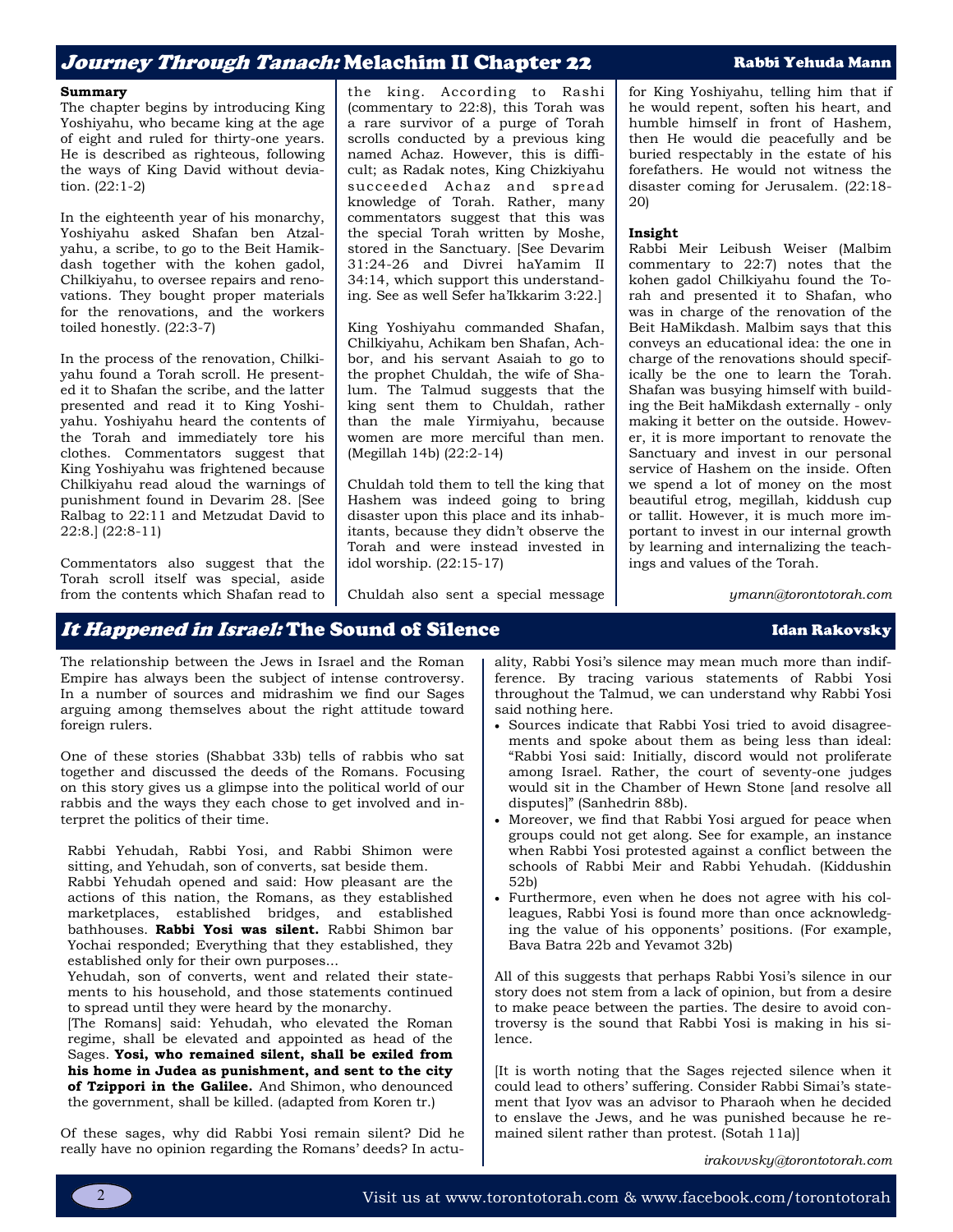## *Journey Through Tanach:* Melachim II Chapter 22

Rabbi Yehuda Mann

**Summary**

The chapter begins by introducing King Yoshiyahu, who became king at the age of eight and ruled for thirty-one years. He is described as righteous, following the ways of King David without deviation. (22:1-2)

In the eighteenth year of his monarchy, Yoshiyahu asked Shafan ben Atzalyahu, a scribe, to go to the Beit Hamikdash together with the kohen gadol, Chilkiyahu, to oversee repairs and renovations. They bought proper materials for the renovations, and the workers toiled honestly. (22:3-7)

In the process of the renovation, Chilkiyahu found a Torah scroll. He presented it to Shafan the scribe, and the latter presented and read it to King Yoshiyahu. Yoshiyahu heard the contents of the Torah and immediately tore his clothes. Commentators suggest that King Yoshiyahu was frightened because Chilkiyahu read aloud the warnings of punishment found in Devarim 28. [See Ralbag to 22:11 and Metzudat David to 22:8.] (22:8-11)

Commentators also suggest that the Torah scroll itself was special, aside from the contents which Shafan read to the king. According to Rashi (commentary to 22:8), this Torah was a rare survivor of a purge of Torah scrolls conducted by a previous king named Achaz. However, this is difficult; as Radak notes, King Chizkiyahu succeeded Achaz and spread knowledge of Torah. Rather, many commentators suggest that this was the special Torah written by Moshe, stored in the Sanctuary. [See Devarim 31:24-26 and Divrei haYamim II 34:14, which support this understanding. See as well Sefer ha'Ikkarim 3:22.]

King Yoshiyahu commanded Shafan, Chilkiyahu, Achikam ben Shafan, Achbor, and his servant Asaiah to go to the prophet Chuldah, the wife of Shalum. The Talmud suggests that the king sent them to Chuldah, rather than the male Yirmiyahu, because women are more merciful than men. (Megillah 14b) (22:2-14)

Chuldah told them to tell the king that Hashem was indeed going to bring disaster upon this place and its inhabitants, because they didn't observe the Torah and were instead invested in idol worship. (22:15-17)

Chuldah also sent a special message for King Yoshiyahu, telling him that if he would repent, soften his heart, and humble himself in front of Hashem, then He would die peacefully and be buried respectably in the estate of his forefathers. He would not witness the disaster coming for Jerusalem. (22:18-20)

**Insight**

Rabbi Meir Leibush Weiser (Malbim commentary to 22:7) notes that the kohen gadol Chilkiyahu found the Torah and presented it to Shafan, who was in charge of the renovation of the Beit HaMikdash. Malbim says that this conveys an educational idea: the one in charge of the renovations should specifically be the one to learn the Torah. Shafan was busying himself with building the Beit haMikdash externally - only making it better on the outside. However, it is more important to renovate the Sanctuary and invest in our personal service of Hashem on the inside. Often we spend a lot of money on the most beautiful etrog, megillah, kiddush cup or tallit. However, it is much more important to invest in our internal growth by learning and internalizing the teachings and values of the Torah.

*ymann@torontotorah.com*

## *It Happened in Israel:* The Sound of Silence

Idan Rakovsky

The relationship between the Jews in Israel and the Roman Empire has always been the subject of intense controversy. In a number of sources and midrashim we find our Sages arguing among themselves about the right attitude toward foreign rulers.

One of these stories (Shabbat 33b) tells of rabbis who sat together and discussed the deeds of the Romans. Focusing on this story gives us a glimpse into the political world of our rabbis and the ways they each chose to get involved and interpret the politics of their time.

> Rabbi Yehudah, Rabbi Yosi, and Rabbi Shimon were sitting, and Yehudah, son of converts, sat beside them. Rabbi Yehudah opened and said: How pleasant are the actions of this nation, the Romans, as they established marketplaces, established bridges, and established bathhouses. **Rabbi Yosi was silent.** Rabbi Shimon bar Yochai responded; Everything that they established, they established only for their own purposes...
> Yehudah, son of converts, went and related their statements to his household, and those statements continued to spread until they were heard by the monarchy.
> [The Romans] said: Yehudah, who elevated the Roman regime, shall be elevated and appointed as head of the Sages. **Yosi, who remained silent, shall be exiled from his home in Judea as punishment, and sent to the city of Tzippori in the Galilee.** And Shimon, who denounced the government, shall be killed. (adapted from Koren tr.)

Of these sages, why did Rabbi Yosi remain silent? Did he really have no opinion regarding the Romans' deeds? In actuality, Rabbi Yosi's silence may mean much more than indifference. By tracing various statements of Rabbi Yosi throughout the Talmud, we can understand why Rabbi Yosi said nothing here.

- Sources indicate that Rabbi Yosi tried to avoid disagreements and spoke about them as being less than ideal: "Rabbi Yosi said: Initially, discord would not proliferate among Israel. Rather, the court of seventy-one judges would sit in the Chamber of Hewn Stone [and resolve all disputes]" (Sanhedrin 88b).
- Moreover, we find that Rabbi Yosi argued for peace when groups could not get along. See for example, an instance when Rabbi Yosi protested against a conflict between the schools of Rabbi Meir and Rabbi Yehudah. (Kiddushin 52b)
- Furthermore, even when he does not agree with his colleagues, Rabbi Yosi is found more than once acknowledging the value of his opponents' positions. (For example, Bava Batra 22b and Yevamot 32b)

All of this suggests that perhaps Rabbi Yosi's silence in our story does not stem from a lack of opinion, but from a desire to make peace between the parties. The desire to avoid controversy is the sound that Rabbi Yosi is making in his silence.

[It is worth noting that the Sages rejected silence when it could lead to others' suffering. Consider Rabbi Simai's statement that Iyov was an advisor to Pharaoh when he decided to enslave the Jews, and he was punished because he remained silent rather than protest. (Sotah 11a)]

*irakovvsky@torontotorah.com*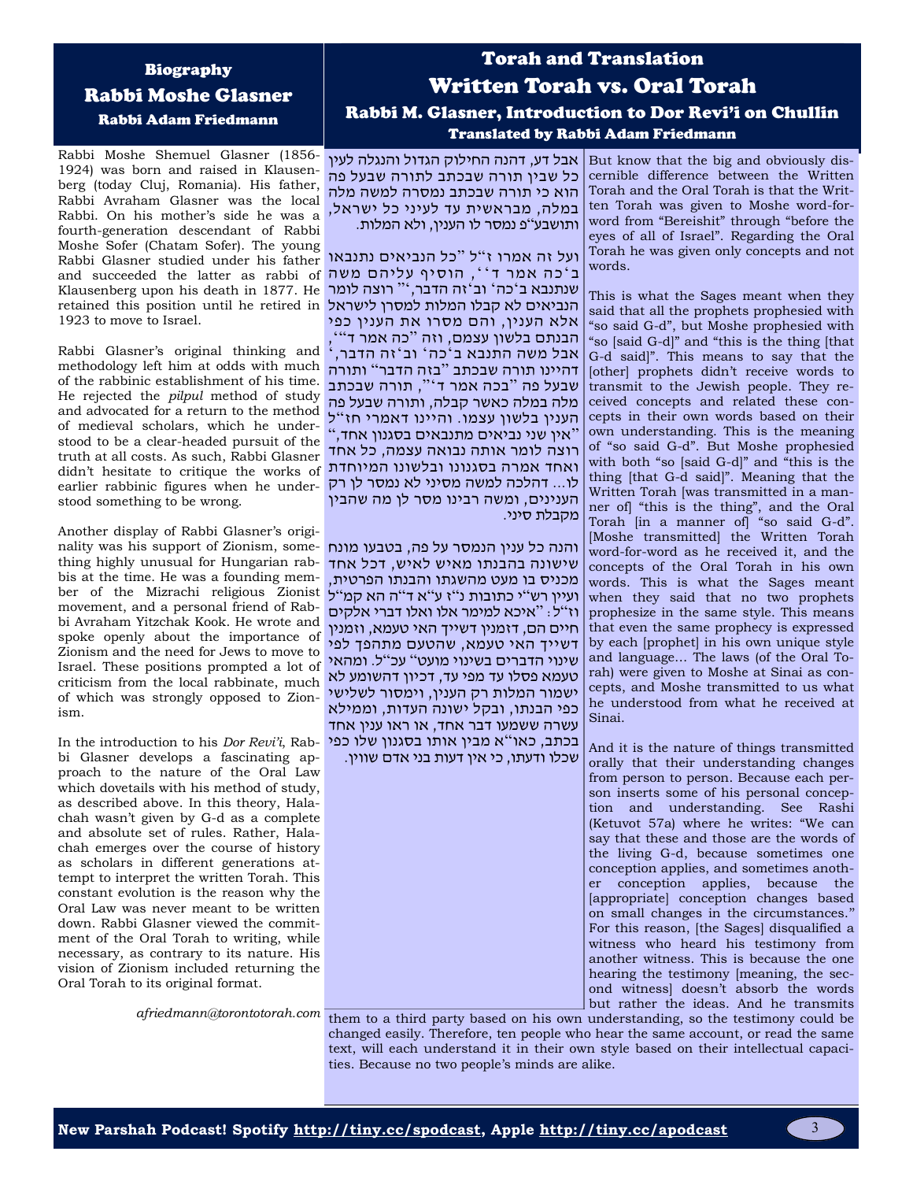## Biography
# Rabbi Moshe Glasner
### Rabbi Adam Friedmann

Rabbi Moshe Shemuel Glasner (1856-1924) was born and raised in Klausenberg (today Cluj, Romania). His father, Rabbi Avraham Glasner was the local Rabbi. On his mother's side he was a fourth-generation descendant of Rabbi Moshe Sofer (Chatam Sofer). The young Rabbi Glasner studied under his father and succeeded the latter as rabbi of Klausenberg upon his death in 1877. He retained this position until he retired in 1923 to move to Israel.

Rabbi Glasner's original thinking and methodology left him at odds with much of the rabbinic establishment of his time. He rejected the *pilpul* method of study and advocated for a return to the method of medieval scholars, which he understood to be a clear-headed pursuit of the truth at all costs. As such, Rabbi Glasner didn't hesitate to critique the works of earlier rabbinic figures when he understood something to be wrong.

Another display of Rabbi Glasner's originality was his support of Zionism, something highly unusual for Hungarian rabbis at the time. He was a founding member of the Mizrachi religious Zionist movement, and a personal friend of Rabbi Avraham Yitzchak Kook. He wrote and spoke openly about the importance of Zionism and the need for Jews to move to Israel. These positions prompted a lot of criticism from the local rabbinate, much of which was strongly opposed to Zionism.

In the introduction to his *Dor Revi'i*, Rabbi Glasner develops a fascinating approach to the nature of the Oral Law which dovetails with his method of study, as described above. In this theory, Halachah wasn't given by G-d as a complete and absolute set of rules. Rather, Halachah emerges over the course of history as scholars in different generations attempt to interpret the written Torah. This constant evolution is the reason why the Oral Law was never meant to be written down. Rabbi Glasner viewed the commitment of the Oral Torah to writing, while necessary, as contrary to its nature. His vision of Zionism included returning the Oral Torah to its original format.

*afriedmann@torontotorah.com*

## Torah and Translation
# Written Torah vs. Oral Torah
### Rabbi M. Glasner, Introduction to Dor Revi'i on Chullin
### Translated by Rabbi Adam Friedmann

אבל דע, דהנה החילוק הגדול והנגלה לעין כל שבין תורה שבכתב לתורה שבעל פה הוא כי תורה שבכתב נמסרה למשה מלה במלה, מבראשית עד לעיני כל ישראל, ותושבע"פ נמסר לו הענין, ולא המלות.

ועל זה אמרו ז"ל "כל הנביאים נתנבאו ב'כה אמר ד'', הוסיף עליהם משה שנתנבא ב'כה' וב'זה הדבר,'" רוצה לומר הנביאים לא קבלו המלות למסרן לישראל אלא הענין, והם מסרו את הענין כפי הבנתם בלשון עצמם, וזה "כה אמר ד'", אבל משה התנבא ב'כה' וב'זה הדבר,' דהיינו תורה שבכתב "בזה הדבר" ותורה שבעל פה "בכה אמר ד'", תורה שבכתב מלה במלה כאשר קבלה, ותורה שבעל פה הענין בלשון עצמו. והיינו דאמרי חז"ל "אין שני נביאים מתנבאים בסגנון אחד," רוצה לומר אותה נבואה עצמה, כל אחד ואחד אמרה בסגנונו ובלשונו המיוחדת לו... דהלכה למשה מסיני לא נמסר לן רק הענינים, ומשה רבינו מסר לן מה שהבין מקבלת סיני.

והנה כל ענין הנמסר על פה, בטבעו מונח שישונה בהבנתו מאיש לאיש, דכל אחד מכניס בו מעט מהשגתו והבנתו הפרטית, ועיין רש"י כתובות נ"ז ע"א ד"ה הא קמ"ל וז"ל: "איכא למימר אלו ואלו דברי אלקים חיים הם, דזמנין דשייך האי טעמא, וזמנין דשייך האי טעמא, שהטעם מתהפך לפי שינוי הדברים בשינוי מועט" עכ"ל. ומהאי טעמא פסלו עד מפי עד, דכיון דהשומע לא ישמור המלות רק הענין, וימסור לשלישי כפי הבנתו, ובקל ישונה העדות, וממילא עשרה ששמעו דבר אחד, או ראו ענין אחד בכתב, כאו"א מבין אותו בסגנון שלו כפי שכלו ודעתו, כי אין דעות בני אדם שווין.

But know that the big and obviously discernible difference between the Written Torah and the Oral Torah is that the Written Torah was given to Moshe word-for-word from "Bereishit" through "before the eyes of all of Israel". Regarding the Oral Torah he was given only concepts and not words.

This is what the Sages meant when they said that all the prophets prophesied with "so said G-d", but Moshe prophesied with "so [said G-d]" and "this is the thing [that G-d said]". This means to say that the [other] prophets didn't receive words to transmit to the Jewish people. They received concepts and related these concepts in their own words based on their own understanding. This is the meaning of "so said G-d". But Moshe prophesied with both "so [said G-d]" and "this is the thing [that G-d said]". Meaning that the Written Torah [was transmitted in a manner of] "this is the thing", and the Oral Torah [in a manner of] "so said G-d". [Moshe transmitted] the Written Torah word-for-word as he received it, and the concepts of the Oral Torah in his own words. This is what the Sages meant when they said that no two prophets prophesize in the same style. This means that even the same prophecy is expressed by each [prophet] in his own unique style and language... The laws (of the Oral Torah) were given to Moshe at Sinai as concepts, and Moshe transmitted to us what he understood from what he received at Sinai.

And it is the nature of things transmitted orally that their understanding changes from person to person. Because each person inserts some of his personal conception and understanding. See Rashi (Ketuvot 57a) where he writes: "We can say that these and those are the words of the living G-d, because sometimes one conception applies, and sometimes another conception applies, because the [appropriate] conception changes based on small changes in the circumstances." For this reason, [the Sages] disqualified a witness who heard his testimony from another witness. This is because the one hearing the testimony [meaning, the second witness] doesn't absorb the words but rather the ideas. And he transmits them to a third party based on his own understanding, so the testimony could be changed easily. Therefore, ten people who hear the same account, or read the same text, will each understand it in their own style based on their intellectual capacities. Because no two people's minds are alike.

**New Parshah Podcast! Spotify http://tiny.cc/spodcast, Apple http://tiny.cc/apodcast**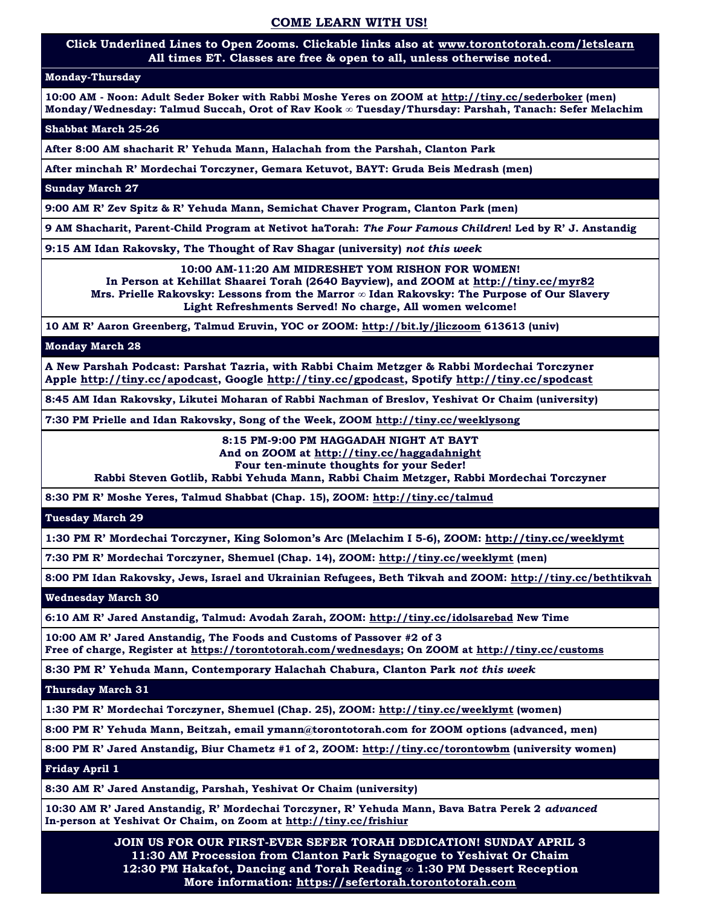## COME LEARN WITH US!

**Click Underlined Lines to Open Zooms. Clickable links also at www.torontotorah.com/letslearn**
**All times ET. Classes are free & open to all, unless otherwise noted.**

### Monday-Thursday

**10:00 AM - Noon: Adult Seder Boker with Rabbi Moshe Yeres on ZOOM at http://tiny.cc/sederboker (men)**
**Monday/Wednesday: Talmud Succah, Orot of Rav Kook ∞ Tuesday/Thursday: Parshah, Tanach: Sefer Melachim**

### Shabbat March 25-26

**After 8:00 AM shacharit R' Yehuda Mann, Halachah from the Parshah, Clanton Park**

**After minchah R' Mordechai Torczyner, Gemara Ketuvot, BAYT: Gruda Beis Medrash (men)**

### Sunday March 27

**9:00 AM R' Zev Spitz & R' Yehuda Mann, Semichat Chaver Program, Clanton Park (men)**

**9 AM Shacharit, Parent-Child Program at Netivot haTorah: *The Four Famous Children*! Led by R' J. Anstandig**

**9:15 AM Idan Rakovsky, The Thought of Rav Shagar (university) *not this week***

**10:00 AM-11:20 AM MIDRESHET YOM RISHON FOR WOMEN!**
**In Person at Kehillat Shaarei Torah (2640 Bayview), and ZOOM at http://tiny.cc/myr82**
**Mrs. Prielle Rakovsky: Lessons from the Marror ∞ Idan Rakovsky: The Purpose of Our Slavery**
**Light Refreshments Served! No charge, All women welcome!**

**10 AM R' Aaron Greenberg, Talmud Eruvin, YOC or ZOOM: http://bit.ly/jliczoom 613613 (univ)**

### Monday March 28

**A New Parshah Podcast: Parshat Tazria, with Rabbi Chaim Metzger & Rabbi Mordechai Torczyner**
**Apple http://tiny.cc/apodcast, Google http://tiny.cc/gpodcast, Spotify http://tiny.cc/spodcast**

**8:45 AM Idan Rakovsky, Likutei Moharan of Rabbi Nachman of Breslov, Yeshivat Or Chaim (university)**

**7:30 PM Prielle and Idan Rakovsky, Song of the Week, ZOOM http://tiny.cc/weeklysong**

**8:15 PM-9:00 PM HAGGADAH NIGHT AT BAYT**
**And on ZOOM at http://tiny.cc/haggadahnight**
**Four ten-minute thoughts for your Seder!**
**Rabbi Steven Gotlib, Rabbi Yehuda Mann, Rabbi Chaim Metzger, Rabbi Mordechai Torczyner**

**8:30 PM R' Moshe Yeres, Talmud Shabbat (Chap. 15), ZOOM: http://tiny.cc/talmud**

### Tuesday March 29

**1:30 PM R' Mordechai Torczyner, King Solomon's Arc (Melachim I 5-6), ZOOM: http://tiny.cc/weeklymt**

**7:30 PM R' Mordechai Torczyner, Shemuel (Chap. 14), ZOOM: http://tiny.cc/weeklymt (men)**

**8:00 PM Idan Rakovsky, Jews, Israel and Ukrainian Refugees, Beth Tikvah and ZOOM: http://tiny.cc/bethtikvah**

### Wednesday March 30

**6:10 AM R' Jared Anstandig, Talmud: Avodah Zarah, ZOOM: http://tiny.cc/idolsarebad New Time**

**10:00 AM R' Jared Anstandig, The Foods and Customs of Passover #2 of 3**
**Free of charge, Register at https://torontotorah.com/wednesdays; On ZOOM at http://tiny.cc/customs**

**8:30 PM R' Yehuda Mann, Contemporary Halachah Chabura, Clanton Park *not this week***

### Thursday March 31

**1:30 PM R' Mordechai Torczyner, Shemuel (Chap. 25), ZOOM: http://tiny.cc/weeklymt (women)**

**8:00 PM R' Yehuda Mann, Beitzah, email ymann@torontotorah.com for ZOOM options (advanced, men)**

**8:00 PM R' Jared Anstandig, Biur Chametz #1 of 2, ZOOM: http://tiny.cc/torontowbm (university women)**

### Friday April 1

**8:30 AM R' Jared Anstandig, Parshah, Yeshivat Or Chaim (university)**

**10:30 AM R' Jared Anstandig, R' Mordechai Torczyner, R' Yehuda Mann, Bava Batra Perek 2 *advanced***
**In-person at Yeshivat Or Chaim, on Zoom at http://tiny.cc/frishiur**

**JOIN US FOR OUR FIRST-EVER SEFER TORAH DEDICATION! SUNDAY APRIL 3**
**11:30 AM Procession from Clanton Park Synagogue to Yeshivat Or Chaim**
**12:30 PM Hakafot, Dancing and Torah Reading ∞ 1:30 PM Dessert Reception**
**More information: https://sefertorah.torontotorah.com**